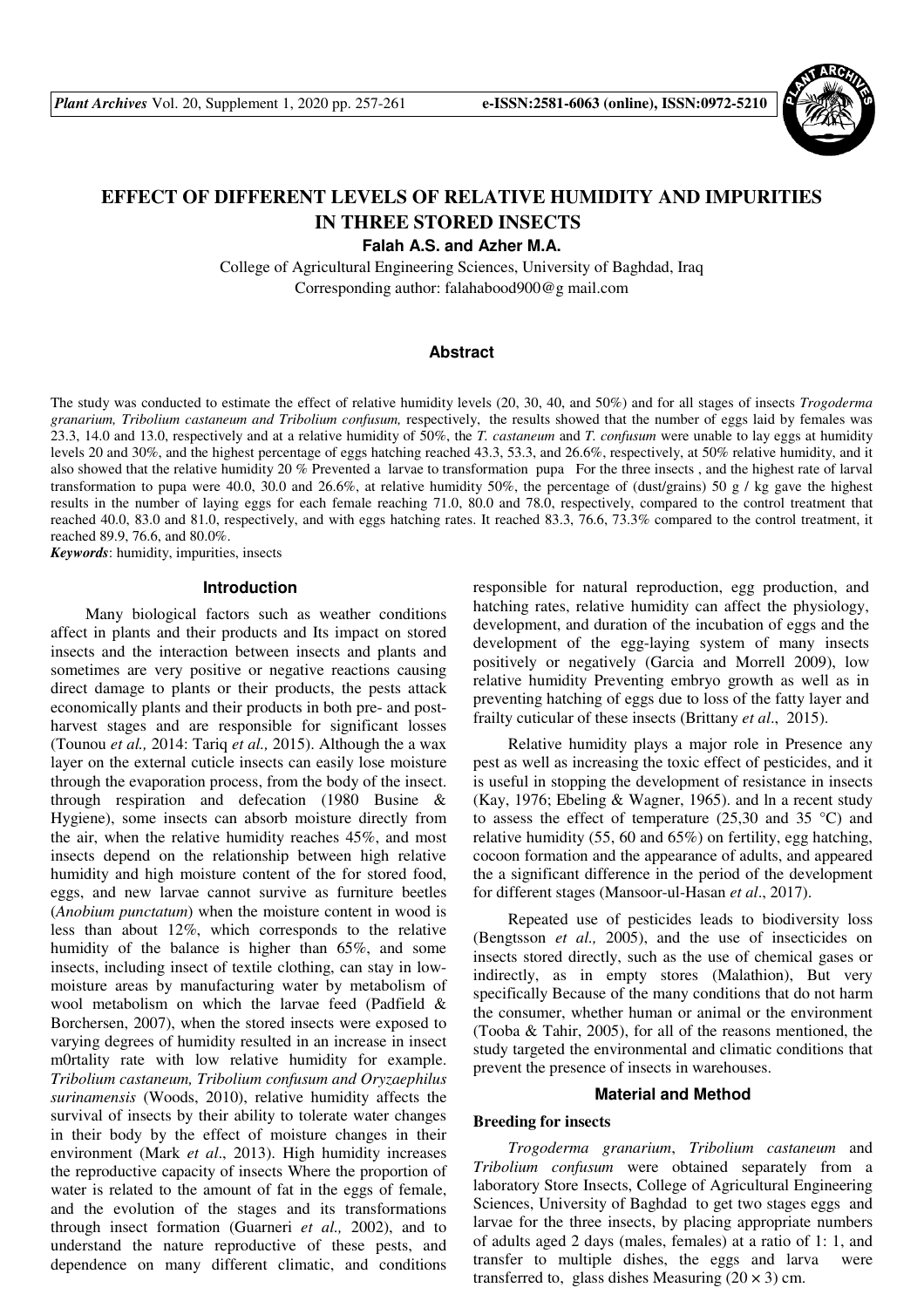# EFFECT OF DIFFERENT LEVELS OF RELATIVE HUMIDITY AND IMPURITIES IN THREE STORED INSECTS

**Falah A.S. and Azher M.A.**

College of Agricultural Engineering Sciences, University of Baghdad, Iraq

Corresponding author: falahabood900@g mail.com

## Abstract

The study was conducted to estimate the effect of relative humidity levels (20, 30, 40, and 50%) and for all stages of insects *Trogoderma granarium, Tribolium castaneum and Tribolium confusum,* respectively, the results showed that the number of eggs laid by females was 23.3, 14.0 and 13.0, respectively and at a relative humidity of 50%, the *T. castaneum* and *T. confusum* were unable to lay eggs at humidity levels 20 and 30%, and the highest percentage of eggs hatching reached 43.3, 53.3, and 26.6%, respectively, at 50% relative humidity, and it also showed that the relative humidity 20 % Prevented a larvae to transformation pupa For the three insects , and the highest rate of larval transformation to pupa were 40.0, 30.0 and 26.6%, at relative humidity 50%, the percentage of (dust/grains) 50 g / kg gave the highest results in the number of laying eggs for each female reaching 71.0, 80.0 and 78.0, respectively, compared to the control treatment that reached 40.0, 83.0 and 81.0, respectively, and with eggs hatching rates. It reached 83.3, 76.6, 73.3% compared to the control treatment, it reached 89.9, 76.6, and 80.0%.

***Keywords***: humidity, impurities, insects

## Introduction

Many biological factors such as weather conditions affect in plants and their products and Its impact on stored insects and the interaction between insects and plants and sometimes are very positive or negative reactions causing direct damage to plants or their products, the pests attack economically plants and their products in both pre- and post-harvest stages and are responsible for significant losses (Tounou *et al.,* 2014: Tariq *et al.,* 2015). Although the a wax layer on the external cuticle insects can easily lose moisture through the evaporation process, from the body of the insect. through respiration and defecation (1980 Busine & Hygiene), some insects can absorb moisture directly from the air, when the relative humidity reaches 45%, and most insects depend on the relationship between high relative humidity and high moisture content of the for stored food, eggs, and new larvae cannot survive as furniture beetles (*Anobium punctatum*) when the moisture content in wood is less than about 12%, which corresponds to the relative humidity of the balance is higher than 65%, and some insects, including insect of textile clothing, can stay in low-moisture areas by manufacturing water by metabolism of wool metabolism on which the larvae feed (Padfield & Borchersen, 2007), when the stored insects were exposed to varying degrees of humidity resulted in an increase in insect m0rtality rate with low relative humidity for example. *Tribolium castaneum, Tribolium confusum and Oryzaephilus surinamensis* (Woods, 2010), relative humidity affects the survival of insects by their ability to tolerate water changes in their body by the effect of moisture changes in their environment (Mark *et al*., 2013). High humidity increases the reproductive capacity of insects Where the proportion of water is related to the amount of fat in the eggs of female, and the evolution of the stages and its transformations through insect formation (Guarneri *et al.,* 2002), and to understand the nature reproductive of these pests, and dependence on many different climatic, and conditions responsible for natural reproduction, egg production, and hatching rates, relative humidity can affect the physiology, development, and duration of the incubation of eggs and the development of the egg-laying system of many insects positively or negatively (Garcia and Morrell 2009), low relative humidity Preventing embryo growth as well as in preventing hatching of eggs due to loss of the fatty layer and frailty cuticular of these insects (Brittany *et al*., 2015).

Relative humidity plays a major role in Presence any pest as well as increasing the toxic effect of pesticides, and it is useful in stopping the development of resistance in insects (Kay, 1976; Ebeling & Wagner, 1965). and ln a recent study to assess the effect of temperature (25,30 and 35 °C) and relative humidity (55, 60 and 65%) on fertility, egg hatching, cocoon formation and the appearance of adults, and appeared the a significant difference in the period of the development for different stages (Mansoor-ul-Hasan *et al*., 2017).

Repeated use of pesticides leads to biodiversity loss (Bengtsson *et al.,* 2005), and the use of insecticides on insects stored directly, such as the use of chemical gases or indirectly, as in empty stores (Malathion), But very specifically Because of the many conditions that do not harm the consumer, whether human or animal or the environment (Tooba & Tahir, 2005), for all of the reasons mentioned, the study targeted the environmental and climatic conditions that prevent the presence of insects in warehouses.

## Material and Method

### Breeding for insects

*Trogoderma granarium*, *Tribolium castaneum* and *Tribolium confusum* were obtained separately from a laboratory Store Insects, College of Agricultural Engineering Sciences, University of Baghdad to get two stages eggs and larvae for the three insects, by placing appropriate numbers of adults aged 2 days (males, females) at a ratio of 1: 1, and transfer to multiple dishes, the eggs and larva were transferred to, glass dishes Measuring (20 × 3) cm.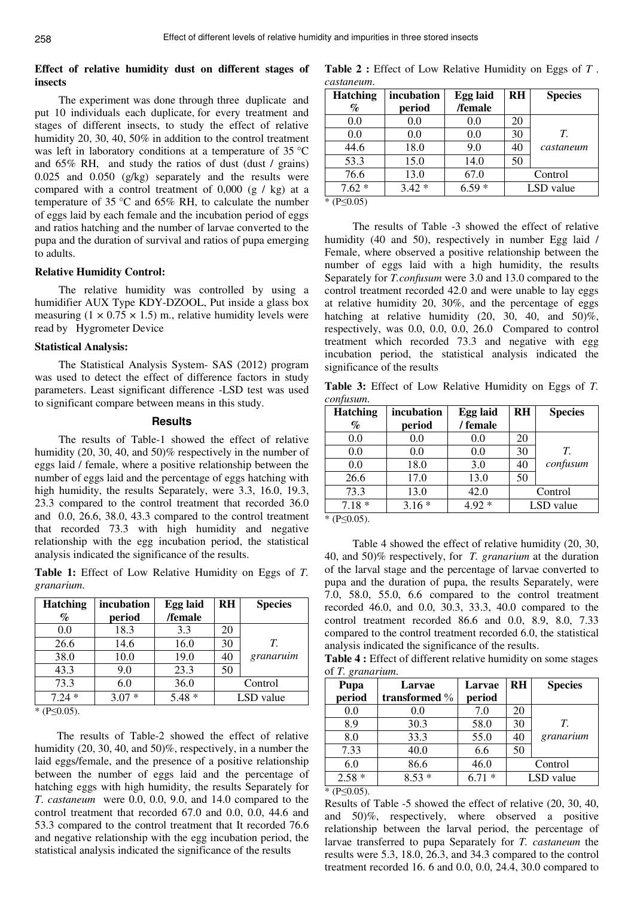**Effect of relative humidity dust on different stages of insects**

The experiment was done through three duplicate and put 10 individuals each duplicate, for every treatment and stages of different insects, to study the effect of relative humidity 20, 30, 40, 50% in addition to the control treatment was left in laboratory conditions at a temperature of 35 °C and 65% RH, and study the ratios of dust (dust / grains) 0.025 and 0.050 (g/kg) separately and the results were compared with a control treatment of 0,000 (g / kg) at a temperature of 35 °C and 65% RH, to calculate the number of eggs laid by each female and the incubation period of eggs and ratios hatching and the number of larvae converted to the pupa and the duration of survival and ratios of pupa emerging to adults.

**Relative Humidity Control:**

The relative humidity was controlled by using a humidifier AUX Type KDY-DZOOL, Put inside a glass box measuring (1 × 0.75 × 1.5) m., relative humidity levels were read by Hygrometer Device

**Statistical Analysis:**

The Statistical Analysis System- SAS (2012) program was used to detect the effect of difference factors in study parameters. Least significant difference -LSD test was used to significant compare between means in this study.

## Results

The results of Table-1 showed the effect of relative humidity (20, 30, 40, and 50)% respectively in the number of eggs laid / female, where a positive relationship between the number of eggs laid and the percentage of eggs hatching with high humidity, the results Separately, were 3.3, 16.0, 19.3, 23.3 compared to the control treatment that recorded 36.0 and 0.0, 26.6, 38.0, 43.3 compared to the control treatment that recorded 73.3 with high humidity and negative relationship with the egg incubation period, the statistical analysis indicated the significance of the results.

**Table 1:** Effect of Low Relative Humidity on Eggs of *T. granarium*.

| Hatching % | incubation period | Egg laid /female | RH | Species |
|---|---|---|---|---|
| 0.0 | 18.3 | 3.3 | 20 | *T. granaruim* |
| 26.6 | 14.6 | 16.0 | 30 | |
| 38.0 | 10.0 | 19.0 | 40 | |
| 43.3 | 9.0 | 23.3 | 50 | |
| 73.3 | 6.0 | 36.0 | Control | |
| 7.24 * | 3.07 * | 5.48 * | LSD value | |

* ($P \leq 0.05$).

The results of Table-2 showed the effect of relative humidity (20, 30, 40, and 50)%, respectively, in a number the laid eggs/female, and the presence of a positive relationship between the number of eggs laid and the percentage of hatching eggs with high humidity, the results Separately for *T. castaneum* were 0.0, 0.0, 9.0, and 14.0 compared to the control treatment that recorded 67.0 and 0.0, 0.0, 44.6 and 53.3 compared to the control treatment that It recorded 76.6 and negative relationship with the egg incubation period, the statistical analysis indicated the significance of the results

**Table 2 :** Effect of Low Relative Humidity on Eggs of *T . castaneum*.

| Hatching % | incubation period | Egg laid /female | RH | Species |
|---|---|---|---|---|
| 0.0 | 0.0 | 0.0 | 20 | *T. castaneum* |
| 0.0 | 0.0 | 0.0 | 30 | |
| 44.6 | 18.0 | 9.0 | 40 | |
| 53.3 | 15.0 | 14.0 | 50 | |
| 76.6 | 13.0 | 67.0 | Control | |
| 7.62 * | 3.42 * | 6.59 * | LSD value | |

* ($P \leq 0.05$)

The results of Table -3 showed the effect of relative humidity (40 and 50), respectively in number Egg laid / Female, where observed a positive relationship between the number of eggs laid with a high humidity, the results Separately for *T.confusum* were 3.0 and 13.0 compared to the control treatment recorded 42.0 and were unable to lay eggs at relative humidity 20, 30%, and the percentage of eggs hatching at relative humidity (20, 30, 40, and 50)%, respectively, was 0.0, 0.0, 0.0, 26.0 Compared to control treatment which recorded 73.3 and negative with egg incubation period, the statistical analysis indicated the significance of the results

**Table 3:** Effect of Low Relative Humidity on Eggs of *T. confusum*.

| Hatching % | incubation period | Egg laid / female | RH | Species |
|---|---|---|---|---|
| 0.0 | 0.0 | 0.0 | 20 | *T. confusum* |
| 0.0 | 0.0 | 0.0 | 30 | |
| 0.0 | 18.0 | 3.0 | 40 | |
| 26.6 | 17.0 | 13.0 | 50 | |
| 73.3 | 13.0 | 42.0 | Control | |
| 7.18 * | 3.16 * | 4.92 * | LSD value | |

* ($P \leq 0.05$).

Table 4 showed the effect of relative humidity (20, 30, 40, and 50)% respectively, for *T. granarium* at the duration of the larval stage and the percentage of larvae converted to pupa and the duration of pupa, the results Separately, were 7.0, 58.0, 55.0, 6.6 compared to the control treatment recorded 46.0, and 0.0, 30.3, 33.3, 40.0 compared to the control treatment recorded 86.6 and 0.0, 8.9, 8.0, 7.33 compared to the control treatment recorded 6.0, the statistical analysis indicated the significance of the results.

**Table 4 :** Effect of different relative humidity on some stages of *T. granarium*.

| Pupa period | Larvae transformed % | Larvae period | RH | Species |
|---|---|---|---|---|
| 0.0 | 0.0 | 7.0 | 20 | *T. granarium* |
| 8.9 | 30.3 | 58.0 | 30 | |
| 8.0 | 33.3 | 55.0 | 40 | |
| 7.33 | 40.0 | 6.6 | 50 | |
| 6.0 | 86.6 | 46.0 | Control | |
| 2.58 * | 8.53 * | 6.71 * | LSD value | |

* ($P \leq 0.05$).

Results of Table -5 showed the effect of relative (20, 30, 40, and 50)%, respectively, where observed a positive relationship between the larval period, the percentage of larvae transferred to pupa Separately for *T. castaneum* the results were 5.3, 18.0, 26.3, and 34.3 compared to the control treatment recorded 16. 6 and 0.0, 0.0, 24.4, 30.0 compared to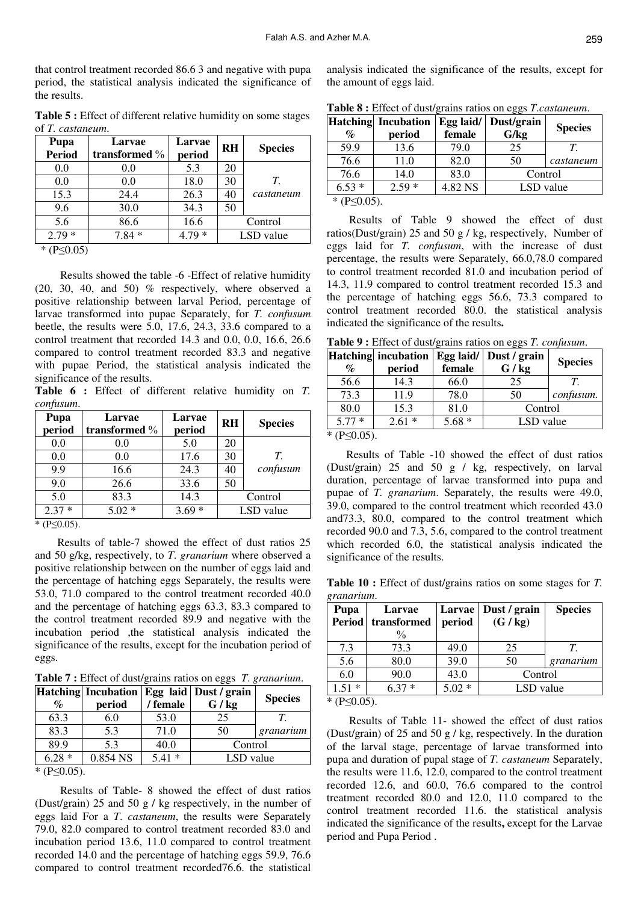that control treatment recorded 86.6 3 and negative with pupa period, the statistical analysis indicated the significance of the results.

**Table 5 :** Effect of different relative humidity on some stages of *T. castaneum*.

| Pupa Period | Larvae transformed % | Larvae period | RH | Species |
|---|---|---|---|---|
| 0.0 | 0.0 | 5.3 | 20 | *T. castaneum* |
| 0.0 | 0.0 | 18.0 | 30 | |
| 15.3 | 24.4 | 26.3 | 40 | |
| 9.6 | 30.0 | 34.3 | 50 | |
| 5.6 | 86.6 | 16.6 | Control | |
| 2.79 * | 7.84 * | 4.79 * | LSD value | |

* ($P \leq 0.05$)

Results showed the table -6 -Effect of relative humidity (20, 30, 40, and 50) % respectively, where observed a positive relationship between larval Period, percentage of larvae transformed into pupae Separately, for *T. confusum* beetle, the results were 5.0, 17.6, 24.3, 33.6 compared to a control treatment that recorded 14.3 and 0.0, 0.0, 16.6, 26.6 compared to control treatment recorded 83.3 and negative with pupae Period, the statistical analysis indicated the significance of the results.

**Table 6 :** Effect of different relative humidity on *T. confusum*.

| Pupa period | Larvae transformed % | Larvae period | RH | Species |
|---|---|---|---|---|
| 0.0 | 0.0 | 5.0 | 20 | *T. confusum* |
| 0.0 | 0.0 | 17.6 | 30 | |
| 9.9 | 16.6 | 24.3 | 40 | |
| 9.0 | 26.6 | 33.6 | 50 | |
| 5.0 | 83.3 | 14.3 | Control | |
| 2.37 * | 5.02 * | 3.69 * | LSD value | |

* ($P \leq 0.05$).

Results of table-7 showed the effect of dust ratios 25 and 50 g/kg, respectively, to *T. granarium* where observed a positive relationship between on the number of eggs laid and the percentage of hatching eggs Separately, the results were 53.0, 71.0 compared to the control treatment recorded 40.0 and the percentage of hatching eggs 63.3, 83.3 compared to the control treatment recorded 89.9 and negative with the incubation period ,the statistical analysis indicated the significance of the results, except for the incubation period of eggs.

**Table 7 :** Effect of dust/grains ratios on eggs *T. granarium*.

| Hatching % | Incubation period | Egg laid / female | Dust / grain G / kg | Species |
|---|---|---|---|---|
| 63.3 | 6.0 | 53.0 | 25 | *T. granarium* |
| 83.3 | 5.3 | 71.0 | 50 | |
| 89.9 | 5.3 | 40.0 | Control | |
| 6.28 * | 0.854 NS | 5.41 * | LSD value | |

* ($P \leq 0.05$).

Results of Table- 8 showed the effect of dust ratios (Dust/grain) 25 and 50 g / kg respectively, in the number of eggs laid For a *T. castaneum*, the results were Separately 79.0, 82.0 compared to control treatment recorded 83.0 and incubation period 13.6, 11.0 compared to control treatment recorded 14.0 and the percentage of hatching eggs 59.9, 76.6 compared to control treatment recorded76.6. the statistical analysis indicated the significance of the results, except for the amount of eggs laid.

**Table 8 :** Effect of dust/grains ratios on eggs *T.castaneum*.

| Hatching % | Incubation period | Egg laid/ female | Dust/grain G/kg | Species |
|---|---|---|---|---|
| 59.9 | 13.6 | 79.0 | 25 | *T. castaneum* |
| 76.6 | 11.0 | 82.0 | 50 | |
| 76.6 | 14.0 | 83.0 | Control | |
| 6.53 * | 2.59 * | 4.82 NS | LSD value | |

* ($P \leq 0.05$).

Results of Table 9 showed the effect of dust ratios(Dust/grain) 25 and 50 g / kg, respectively, Number of eggs laid for *T. confusum*, with the increase of dust percentage, the results were Separately, 66.0,78.0 compared to control treatment recorded 81.0 and incubation period of 14.3, 11.9 compared to control treatment recorded 15.3 and the percentage of hatching eggs 56.6, 73.3 compared to control treatment recorded 80.0. the statistical analysis indicated the significance of the results**.**

**Table 9 :** Effect of dust/grains ratios on eggs *T. confusum*.

| Hatching % | incubation period | Egg laid/ female | Dust / grain G / kg | Species |
|---|---|---|---|---|
| 56.6 | 14.3 | 66.0 | 25 | *T. confusum.* |
| 73.3 | 11.9 | 78.0 | 50 | |
| 80.0 | 15.3 | 81.0 | Control | |
| 5.77 * | 2.61 * | 5.68 * | LSD value | |

* ($P \leq 0.05$).

Results of Table -10 showed the effect of dust ratios (Dust/grain) 25 and 50 g / kg, respectively, on larval duration, percentage of larvae transformed into pupa and pupae of *T. granarium*. Separately, the results were 49.0, 39.0, compared to the control treatment which recorded 43.0 and73.3, 80.0, compared to the control treatment which recorded 90.0 and 7.3, 5.6, compared to the control treatment which recorded 6.0, the statistical analysis indicated the significance of the results.

**Table 10 :** Effect of dust/grains ratios on some stages for *T. granarium*.

| Pupa Period | Larvae transformed % | Larvae period | Dust / grain (G / kg) | Species |
|---|---|---|---|---|
| 7.3 | 73.3 | 49.0 | 25 | *T. granarium* |
| 5.6 | 80.0 | 39.0 | 50 | |
| 6.0 | 90.0 | 43.0 | Control | |
| 1.51 * | 6.37 * | 5.02 * | LSD value | |

* ($P \leq 0.05$).

Results of Table 11- showed the effect of dust ratios (Dust/grain) of 25 and 50 g / kg, respectively. In the duration of the larval stage, percentage of larvae transformed into pupa and duration of pupal stage of *T. castaneum* Separately, the results were 11.6, 12.0, compared to the control treatment recorded 12.6, and 60.0, 76.6 compared to the control treatment recorded 80.0 and 12.0, 11.0 compared to the control treatment recorded 11.6. the statistical analysis indicated the significance of the results**,** except for the Larvae period and Pupa Period .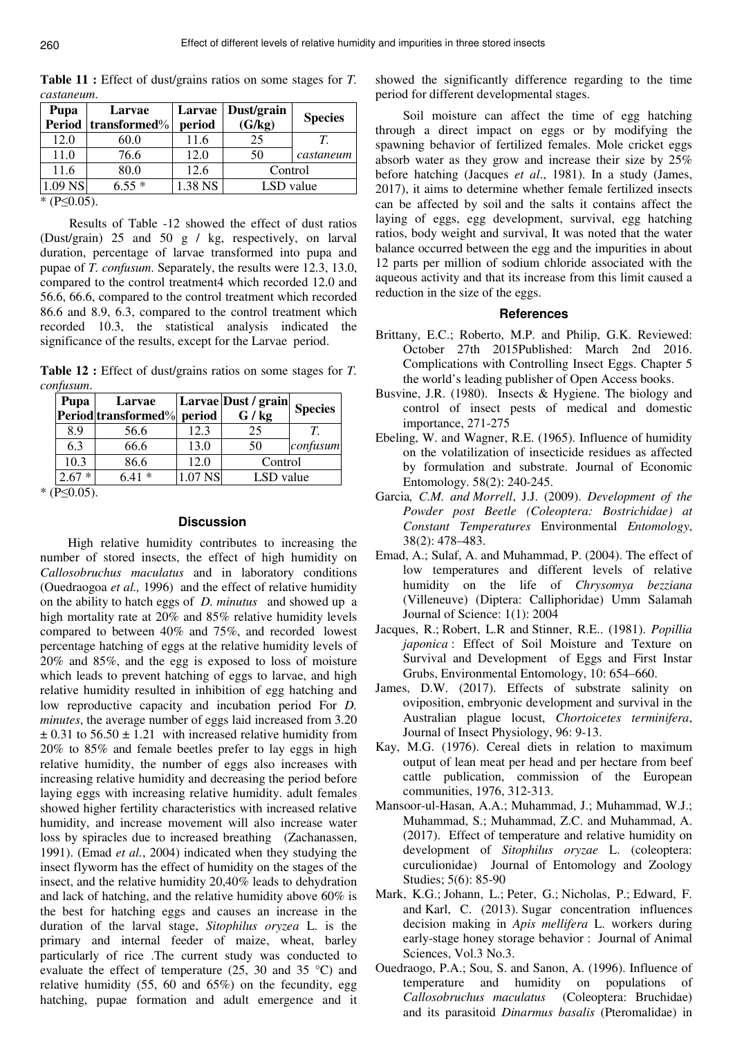**Table 11 :** Effect of dust/grains ratios on some stages for *T. castaneum*.

| Pupa Period | Larvae transformed% | Larvae period | Dust/grain (G/kg) | Species |
|---|---|---|---|---|
| 12.0 | 60.0 | 11.6 | 25 | *T. castaneum* |
| 11.0 | 76.6 | 12.0 | 50 | |
| 11.6 | 80.0 | 12.6 | Control | |
| 1.09 NS | 6.55 * | 1.38 NS | LSD value | |

* (P≤0.05).

Results of Table -12 showed the effect of dust ratios (Dust/grain) 25 and 50 g / kg, respectively, on larval duration, percentage of larvae transformed into pupa and pupae of *T. confusum*. Separately, the results were 12.3, 13.0, compared to the control treatment4 which recorded 12.0 and 56.6, 66.6, compared to the control treatment which recorded 86.6 and 8.9, 6.3, compared to the control treatment which recorded 10.3, the statistical analysis indicated the significance of the results, except for the Larvae period.

**Table 12 :** Effect of dust/grains ratios on some stages for *T. confusum*.

| Pupa Period | Larvae transformed% | Larvae period | Dust / grain G / kg | Species |
|---|---|---|---|---|
| 8.9 | 56.6 | 12.3 | 25 | *T. confusum* |
| 6.3 | 66.6 | 13.0 | 50 | |
| 10.3 | 86.6 | 12.0 | Control | |
| 2.67 * | 6.41 * | 1.07 NS | LSD value | |

* (P≤0.05).

## Discussion

High relative humidity contributes to increasing the number of stored insects, the effect of high humidity on *Callosobruchus maculatus* and in laboratory conditions (Ouedraogoa *et al.,* 1996) and the effect of relative humidity on the ability to hatch eggs of *D. minutus* and showed up a high mortality rate at 20% and 85% relative humidity levels compared to between 40% and 75%, and recorded lowest percentage hatching of eggs at the relative humidity levels of 20% and 85%, and the egg is exposed to loss of moisture which leads to prevent hatching of eggs to larvae, and high relative humidity resulted in inhibition of egg hatching and low reproductive capacity and incubation period For *D. minutes*, the average number of eggs laid increased from 3.20 ± 0.31 to 56.50 ± 1.21 with increased relative humidity from 20% to 85% and female beetles prefer to lay eggs in high relative humidity, the number of eggs also increases with increasing relative humidity and decreasing the period before laying eggs with increasing relative humidity. adult females showed higher fertility characteristics with increased relative humidity, and increase movement will also increase water loss by spiracles due to increased breathing (Zachanassen, 1991). (Emad *et al.*, 2004) indicated when they studying the insect flyworm has the effect of humidity on the stages of the insect, and the relative humidity 20,40% leads to dehydration and lack of hatching, and the relative humidity above 60% is the best for hatching eggs and causes an increase in the duration of the larval stage, *Sitophilus oryzea* L. is the primary and internal feeder of maize, wheat, barley particularly of rice .The current study was conducted to evaluate the effect of temperature (25, 30 and 35 °C) and relative humidity (55, 60 and 65%) on the fecundity, egg hatching, pupae formation and adult emergence and it showed the significantly difference regarding to the time period for different developmental stages.

Soil moisture can affect the time of egg hatching through a direct impact on eggs or by modifying the spawning behavior of fertilized females. Mole cricket eggs absorb water as they grow and increase their size by 25% before hatching (Jacques *et al*., 1981). In a study (James, 2017), it aims to determine whether female fertilized insects can be affected by soil and the salts it contains affect the laying of eggs, egg development, survival, egg hatching ratios, body weight and survival, It was noted that the water balance occurred between the egg and the impurities in about 12 parts per million of sodium chloride associated with the aqueous activity and that its increase from this limit caused a reduction in the size of the eggs.

## References

Brittany, E.C.; Roberto, M.P. and Philip, G.K. Reviewed: October 27th 2015Published: March 2nd 2016. Complications with Controlling Insect Eggs. Chapter 5 the world's leading publisher of Open Access books.

Busvine, J.R. (1980). Insects & Hygiene. The biology and control of insect pests of medical and domestic importance, 271-275

Ebeling, W. and Wagner, R.E. (1965). Influence of humidity on the volatilization of insecticide residues as affected by formulation and substrate. Journal of Economic Entomology. 58(2): 240-245.

Garcia*, C.M. and Morrell*, J.J. (2009). *Development of the Powder post Beetle (Coleoptera: Bostrichidae) at Constant Temperatures* Environmental *Entomology*, 38(2): 478–483.

Emad, A.; Sulaf, A. and Muhammad, P. (2004). The effect of low temperatures and different levels of relative humidity on the life of *Chrysomya bezziana* (Villeneuve) (Diptera: Calliphoridae) Umm Salamah Journal of Science: 1(1): 2004

Jacques, R.; Robert, L.R and Stinner, R.E.. (1981). *Popillia japonica* : Effect of Soil Moisture and Texture on Survival and Development of Eggs and First Instar Grubs, Environmental Entomology, 10: 654–660.

James, D.W. (2017). Effects of substrate salinity on oviposition, embryonic development and survival in the Australian plague locust, *Chortoicetes terminifera*, Journal of Insect Physiology, 96: 9-13.

Kay, M.G. (1976). Cereal diets in relation to maximum output of lean meat per head and per hectare from beef cattle publication, commission of the European communities, 1976, 312-313.

Mansoor-ul-Hasan, A.A.; Muhammad, J.; Muhammad, W.J.; Muhammad, S.; Muhammad, Z.C. and Muhammad, A. (2017). Effect of temperature and relative humidity on development of *Sitophilus oryzae* L. (coleoptera: curculionidae) Journal of Entomology and Zoology Studies; 5(6): 85-90

Mark, K.G.; Johann, L.; Peter, G.; Nicholas, P.; Edward, F. and Karl, C. (2013). Sugar concentration influences decision making in *Apis mellifera* L. workers during early-stage honey storage behavior : Journal of Animal Sciences, Vol.3 No.3.

Ouedraogo, P.A.; Sou, S. and Sanon, A. (1996). Influence of temperature and humidity on populations of *Callosobruchus maculatus* (Coleoptera: Bruchidae) and its parasitoid *Dinarmus basalis* (Pteromalidae) in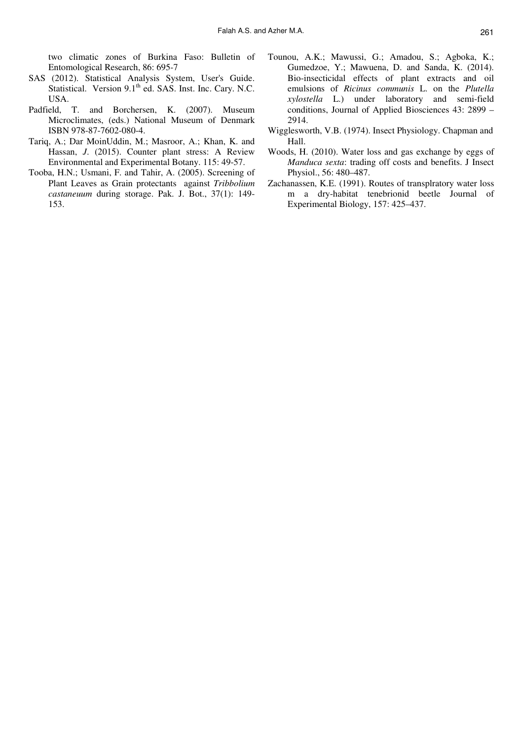two climatic zones of Burkina Faso: Bulletin of Entomological Research, 86: 695-7

SAS (2012). Statistical Analysis System, User's Guide. Statistical. Version 9.1[th] ed. SAS. Inst. Inc. Cary. N.C. USA.

Padfield, T. and Borchersen, K. (2007). Museum Microclimates, (eds.) National Museum of Denmark ISBN 978-87-7602-080-4.

Tariq, A.; Dar MoinUddin, M.; Masroor, A.; Khan, K. and Hassan, *J*. (2015). Counter plant stress: A Review Environmental and Experimental Botany. 115: 49-57.

Tooba, H.N.; Usmani, F. and Tahir, A. (2005). Screening of Plant Leaves as Grain protectants against *Tribbolium castaneuum* during storage. Pak. J. Bot., 37(1): 149-153.

Tounou, A.K.; Mawussi, G.; Amadou, S.; Agboka, K.; Gumedzoe, Y.; Mawuena, D. and Sanda, K. (2014). Bio-insecticidal effects of plant extracts and oil emulsions of *Ricinus communis* L. on the *Plutella xylostella* L.) under laboratory and semi-field conditions, Journal of Applied Biosciences 43: 2899 – 2914.

Wigglesworth, V.B. (1974). Insect Physiology. Chapman and Hall.

Woods, H. (2010). Water loss and gas exchange by eggs of *Manduca sexta*: trading off costs and benefits. J Insect Physiol., 56: 480–487.

Zachanassen, K.E. (1991). Routes of transplratory water loss m a dry-habitat tenebrionid beetle Journal of Experimental Biology, 157: 425–437.